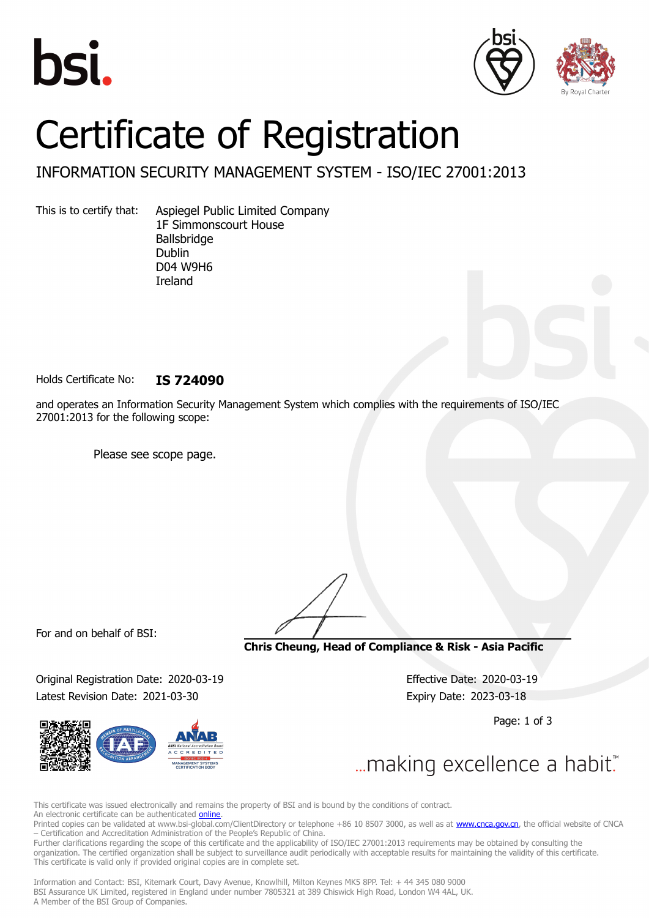# Certificate of Registration

## INFORMATION SECURITY MANAGEMENT SYSTEM - ISO/IEC 27001:2013

This is to certify that: Aspiegel Public Limited Company
1F Simmonscourt House
Ballsbridge
Dublin
D04 W9H6
Ireland

Holds Certificate No: **IS 724090**

and operates an Information Security Management System which complies with the requirements of ISO/IEC 27001:2013 for the following scope:

Please see scope page.

For and on behalf of BSI:

**Chris Cheung, Head of Compliance & Risk - Asia Pacific**

Original Registration Date: 2020-03-19
Latest Revision Date: 2021-03-30

Effective Date: 2020-03-19
Expiry Date: 2023-03-18

...making excellence a habit.™

This certificate was issued electronically and remains the property of BSI and is bound by the conditions of contract.
An electronic certificate can be authenticated online.
Printed copies can be validated at www.bsi-global.com/ClientDirectory or telephone +86 10 8507 3000, as well as at www.cnca.gov.cn, the official website of CNCA – Certification and Accreditation Administration of the People's Republic of China.
Further clarifications regarding the scope of this certificate and the applicability of ISO/IEC 27001:2013 requirements may be obtained by consulting the organization. The certified organization shall be subject to surveillance audit periodically with acceptable results for maintaining the validity of this certificate.
This certificate is valid only if provided original copies are in complete set.

Information and Contact: BSI, Kitemark Court, Davy Avenue, Knowlhill, Milton Keynes MK5 8PP. Tel: + 44 345 080 9000
BSI Assurance UK Limited, registered in England under number 7805321 at 389 Chiswick High Road, London W4 4AL, UK.
A Member of the BSI Group of Companies.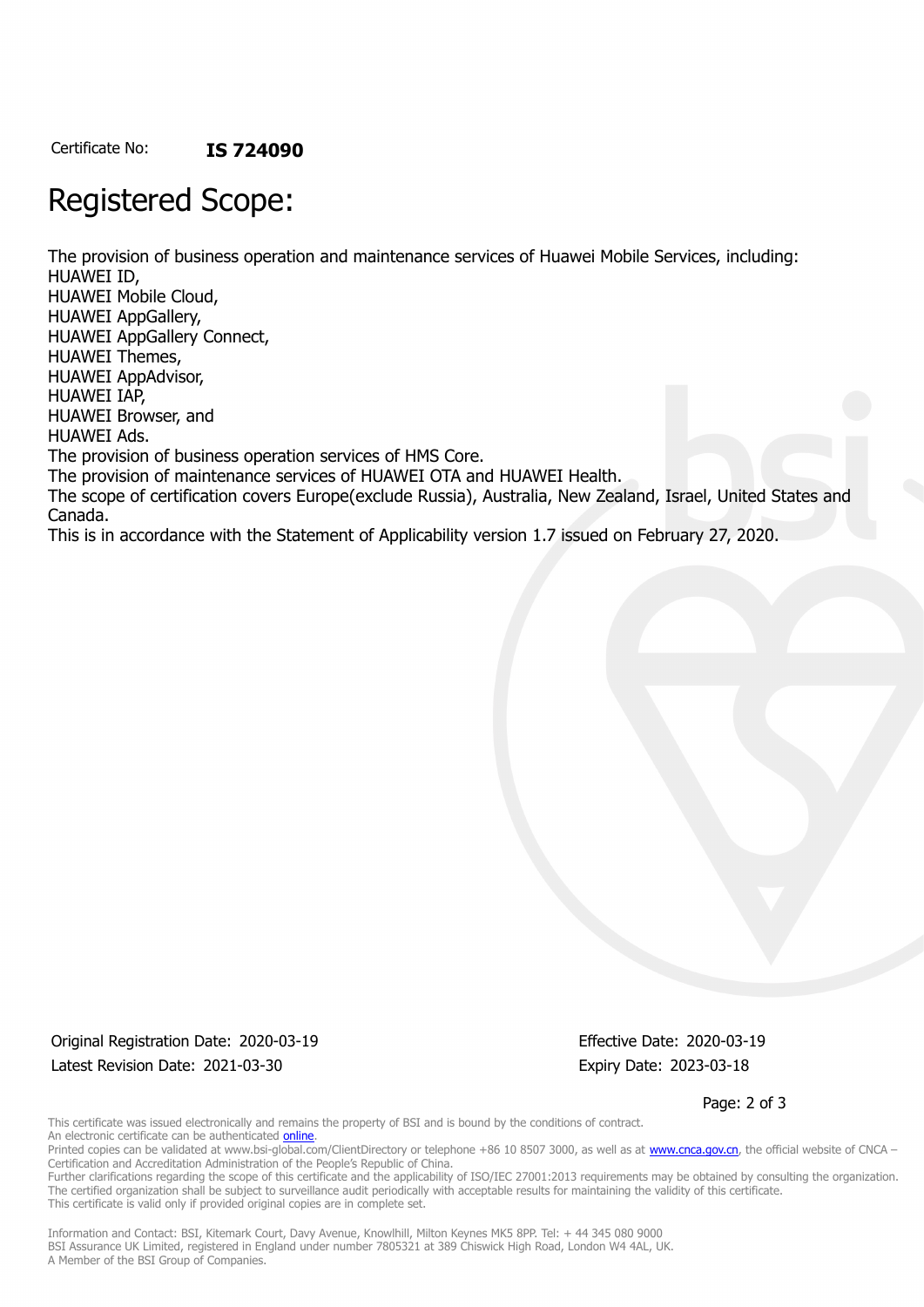Certificate No: **IS 724090**

# Registered Scope:

The provision of business operation and maintenance services of Huawei Mobile Services, including:
HUAWEI ID,
HUAWEI Mobile Cloud,
HUAWEI AppGallery,
HUAWEI AppGallery Connect,
HUAWEI Themes,
HUAWEI AppAdvisor,
HUAWEI IAP,
HUAWEI Browser, and
HUAWEI Ads.
The provision of business operation services of HMS Core.
The provision of maintenance services of HUAWEI OTA and HUAWEI Health.
The scope of certification covers Europe(exclude Russia), Australia, New Zealand, Israel, United States and Canada.
This is in accordance with the Statement of Applicability version 1.7 issued on February 27, 2020.

Original Registration Date: 2020-03-19
Latest Revision Date: 2021-03-30

Effective Date: 2020-03-19
Expiry Date: 2023-03-18

This certificate was issued electronically and remains the property of BSI and is bound by the conditions of contract.
An electronic certificate can be authenticated online.
Printed copies can be validated at www.bsi-global.com/ClientDirectory or telephone +86 10 8507 3000, as well as at www.cnca.gov.cn, the official website of CNCA – Certification and Accreditation Administration of the People's Republic of China.
Further clarifications regarding the scope of this certificate and the applicability of ISO/IEC 27001:2013 requirements may be obtained by consulting the organization.
The certified organization shall be subject to surveillance audit periodically with acceptable results for maintaining the validity of this certificate.
This certificate is valid only if provided original copies are in complete set.

Information and Contact: BSI, Kitemark Court, Davy Avenue, Knowlhill, Milton Keynes MK5 8PP. Tel: + 44 345 080 9000
BSI Assurance UK Limited, registered in England under number 7805321 at 389 Chiswick High Road, London W4 4AL, UK.
A Member of the BSI Group of Companies.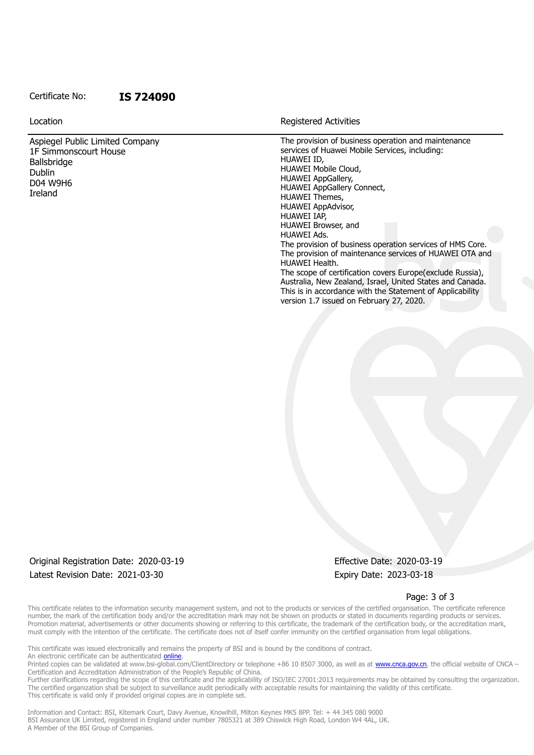Certificate No: **IS 724090**

| Location | Registered Activities |
| --- | --- |
| Aspiegel Public Limited Company<br>1F Simmonscourt House<br>Ballsbridge<br>Dublin<br>D04 W9H6<br>Ireland | The provision of business operation and maintenance services of Huawei Mobile Services, including:<br>HUAWEI ID,<br>HUAWEI Mobile Cloud,<br>HUAWEI AppGallery,<br>HUAWEI AppGallery Connect,<br>HUAWEI Themes,<br>HUAWEI AppAdvisor,<br>HUAWEI IAP,<br>HUAWEI Browser, and<br>HUAWEI Ads.<br>The provision of business operation services of HMS Core.<br>The provision of maintenance services of HUAWEI OTA and HUAWEI Health.<br>The scope of certification covers Europe(exclude Russia), Australia, New Zealand, Israel, United States and Canada.<br>This is in accordance with the Statement of Applicability version 1.7 issued on February 27, 2020. |

Original Registration Date: 2020-03-19
Latest Revision Date: 2021-03-30

Effective Date: 2020-03-19
Expiry Date: 2023-03-18

This certificate relates to the information security management system, and not to the products or services of the certified organisation. The certificate reference number, the mark of the certification body and/or the accreditation mark may not be shown on products or stated in documents regarding products or services. Promotion material, advertisements or other documents showing or referring to this certificate, the trademark of the certification body, or the accreditation mark, must comply with the intention of the certificate. The certificate does not of itself confer immunity on the certified organisation from legal obligations.

This certificate was issued electronically and remains the property of BSI and is bound by the conditions of contract.
An electronic certificate can be authenticated online.
Printed copies can be validated at www.bsi-global.com/ClientDirectory or telephone +86 10 8507 3000, as well as at www.cnca.gov.cn, the official website of CNCA – Certification and Accreditation Administration of the People's Republic of China.
Further clarifications regarding the scope of this certificate and the applicability of ISO/IEC 27001:2013 requirements may be obtained by consulting the organization.
The certified organization shall be subject to surveillance audit periodically with acceptable results for maintaining the validity of this certificate.
This certificate is valid only if provided original copies are in complete set.

Information and Contact: BSI, Kitemark Court, Davy Avenue, Knowlhill, Milton Keynes MK5 8PP. Tel: + 44 345 080 9000
BSI Assurance UK Limited, registered in England under number 7805321 at 389 Chiswick High Road, London W4 4AL, UK.
A Member of the BSI Group of Companies.